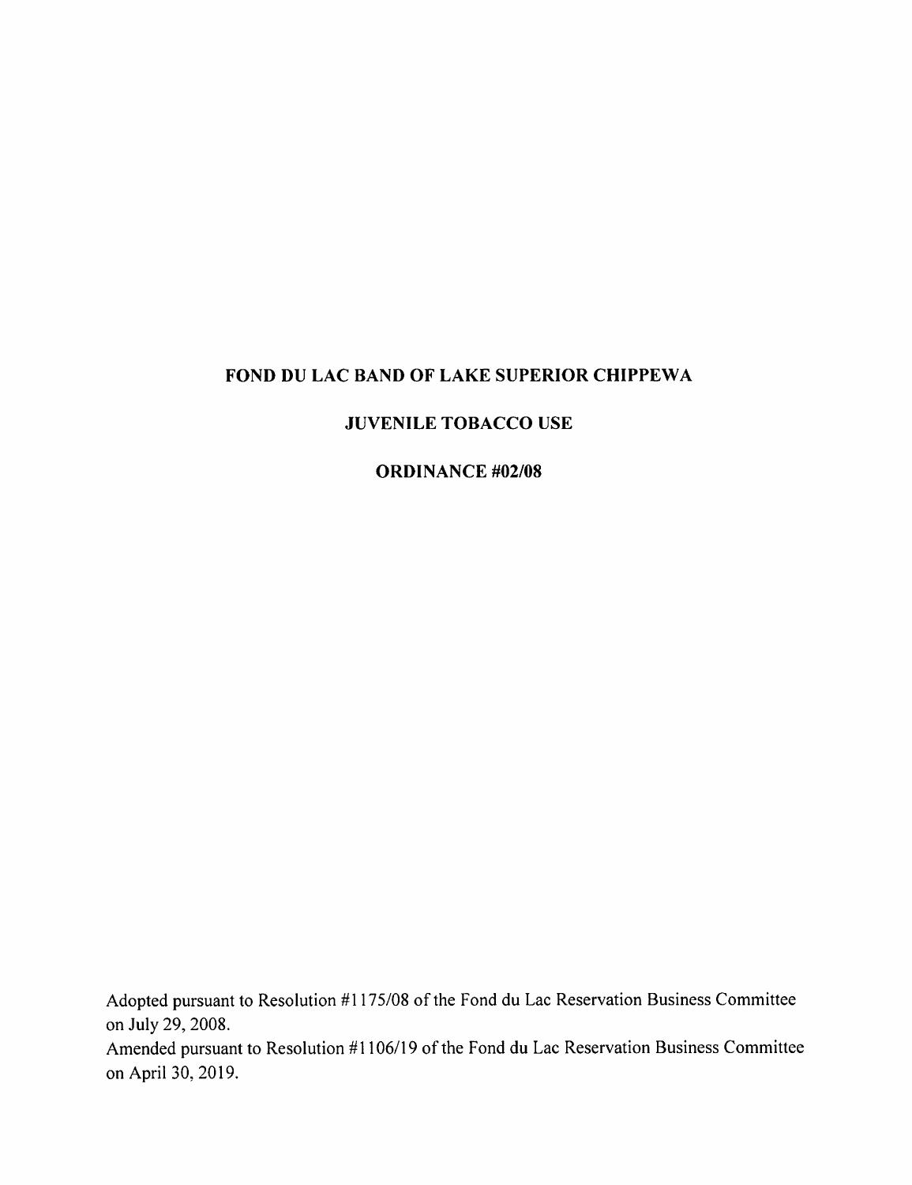# FOND DU LAC BAND OF LAKE SUPERIOR CHIPPEWA

## JUVENILE TOBACCO USE

## ORDINANCE #02/08

Adopted pursuant to Resolution #1175/08 of the Fond du Lac Reservation Business Committee on July 29, 2008.
Amended pursuant to Resolution #1106/19 of the Fond du Lac Reservation Business Committee on April 30, 2019.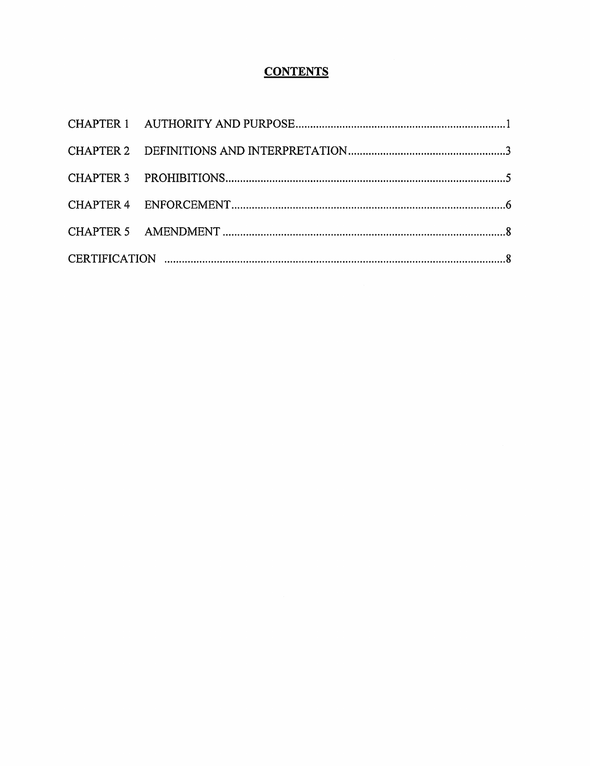# CONTENTS

| | | |
|---|---|---|
| CHAPTER 1 | AUTHORITY AND PURPOSE | 1 |
| CHAPTER 2 | DEFINITIONS AND INTERPRETATION | 3 |
| CHAPTER 3 | PROHIBITIONS | 5 |
| CHAPTER 4 | ENFORCEMENT | 6 |
| CHAPTER 5 | AMENDMENT | 8 |
| CERTIFICATION | | 8 |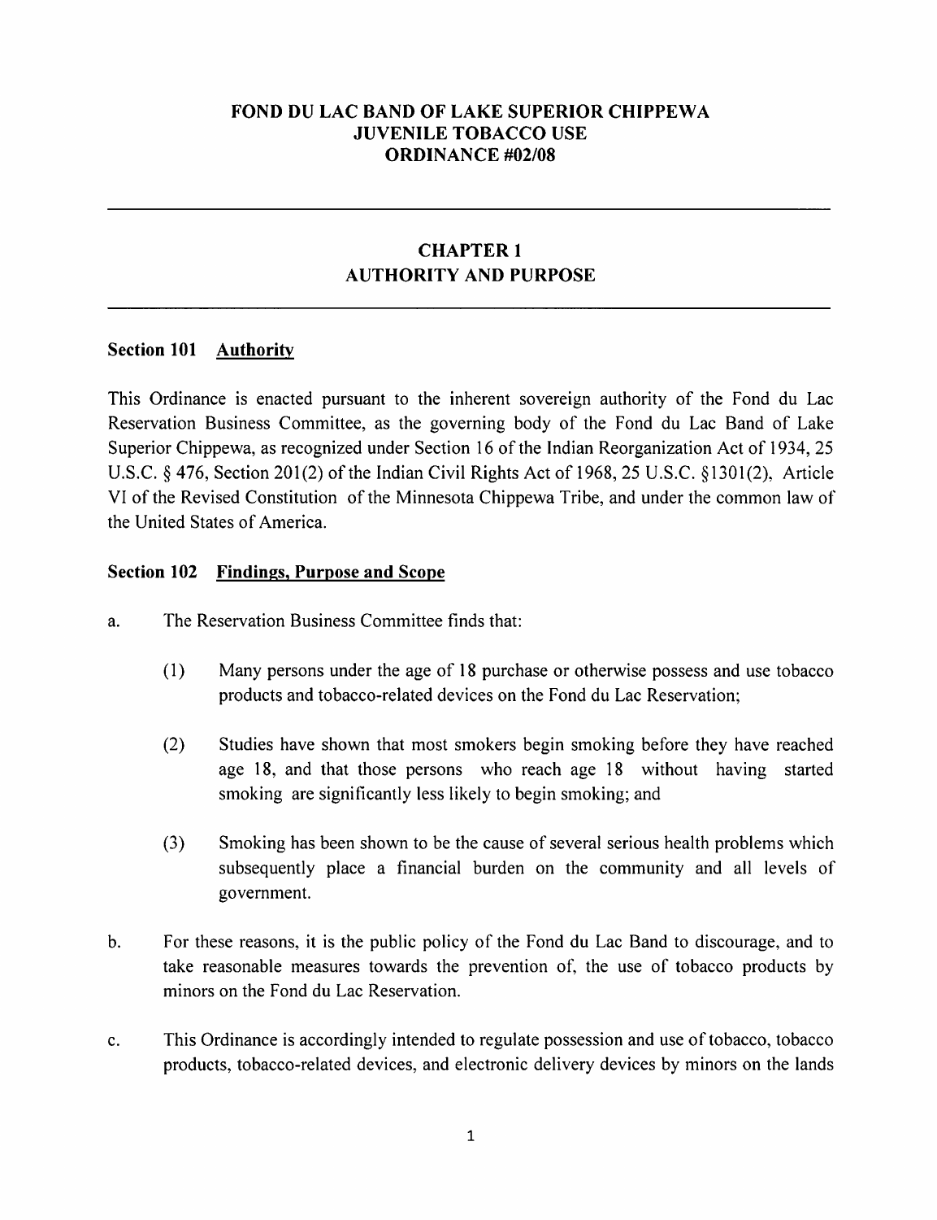# FOND DU LAC BAND OF LAKE SUPERIOR CHIPPEWA
# JUVENILE TOBACCO USE
# ORDINANCE #02/08

---

## CHAPTER 1
## AUTHORITY AND PURPOSE

---

### Section 101 Authority

This Ordinance is enacted pursuant to the inherent sovereign authority of the Fond du Lac Reservation Business Committee, as the governing body of the Fond du Lac Band of Lake Superior Chippewa, as recognized under Section 16 of the Indian Reorganization Act of 1934, 25 U.S.C. § 476, Section 201(2) of the Indian Civil Rights Act of 1968, 25 U.S.C. §1301(2), Article VI of the Revised Constitution of the Minnesota Chippewa Tribe, and under the common law of the United States of America.

### Section 102 Findings, Purpose and Scope

a. The Reservation Business Committee finds that:

(1) Many persons under the age of 18 purchase or otherwise possess and use tobacco products and tobacco-related devices on the Fond du Lac Reservation;

(2) Studies have shown that most smokers begin smoking before they have reached age 18, and that those persons who reach age 18 without having started smoking are significantly less likely to begin smoking; and

(3) Smoking has been shown to be the cause of several serious health problems which subsequently place a financial burden on the community and all levels of government.

b. For these reasons, it is the public policy of the Fond du Lac Band to discourage, and to take reasonable measures towards the prevention of, the use of tobacco products by minors on the Fond du Lac Reservation.

c. This Ordinance is accordingly intended to regulate possession and use of tobacco, tobacco products, tobacco-related devices, and electronic delivery devices by minors on the lands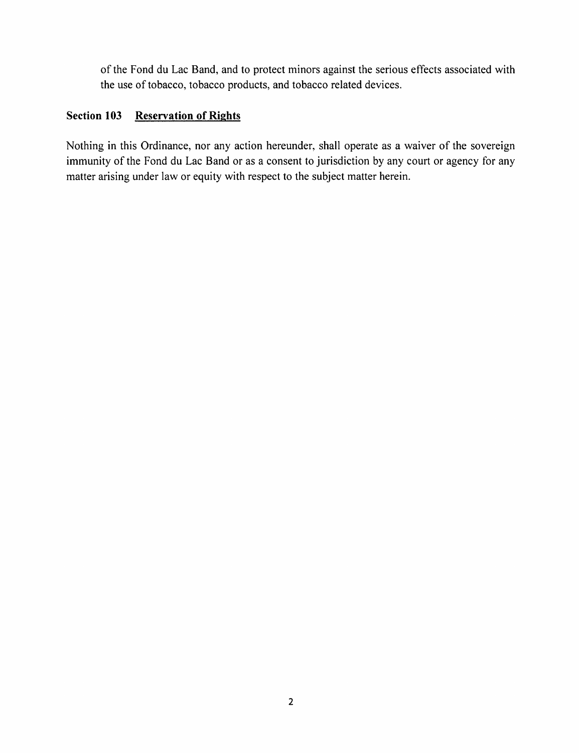of the Fond du Lac Band, and to protect minors against the serious effects associated with the use of tobacco, tobacco products, and tobacco related devices.

### Section 103 Reservation of Rights

Nothing in this Ordinance, nor any action hereunder, shall operate as a waiver of the sovereign immunity of the Fond du Lac Band or as a consent to jurisdiction by any court or agency for any matter arising under law or equity with respect to the subject matter herein.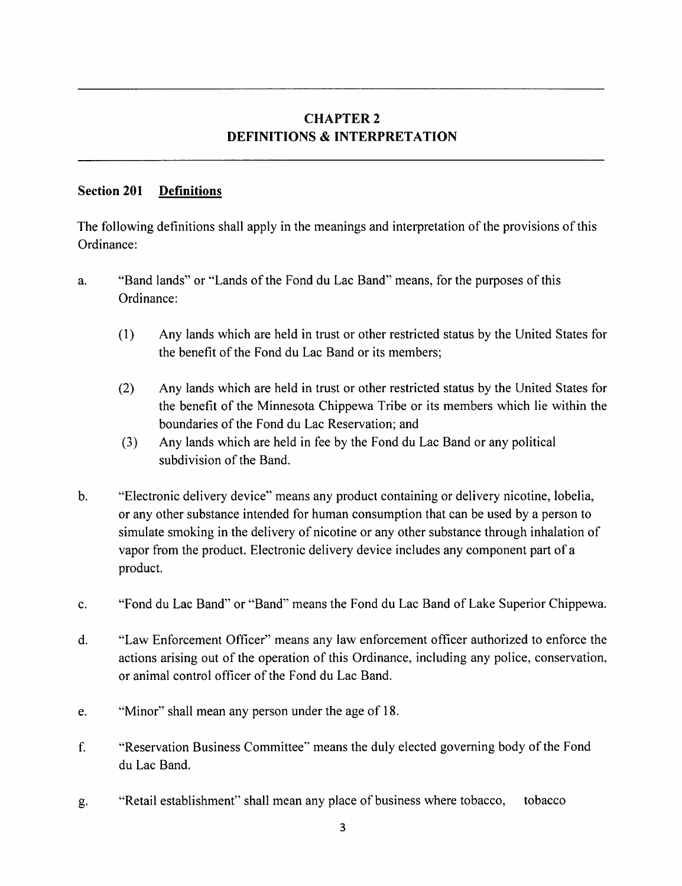# CHAPTER 2
# DEFINITIONS & INTERPRETATION

## Section 201 Definitions

The following definitions shall apply in the meanings and interpretation of the provisions of this Ordinance:

a. "Band lands" or "Lands of the Fond du Lac Band" means, for the purposes of this Ordinance:

   (1) Any lands which are held in trust or other restricted status by the United States for the benefit of the Fond du Lac Band or its members;

   (2) Any lands which are held in trust or other restricted status by the United States for the benefit of the Minnesota Chippewa Tribe or its members which lie within the boundaries of the Fond du Lac Reservation; and

   (3) Any lands which are held in fee by the Fond du Lac Band or any political subdivision of the Band.

b. "Electronic delivery device" means any product containing or delivery nicotine, lobelia, or any other substance intended for human consumption that can be used by a person to simulate smoking in the delivery of nicotine or any other substance through inhalation of vapor from the product. Electronic delivery device includes any component part of a product.

c. "Fond du Lac Band" or "Band" means the Fond du Lac Band of Lake Superior Chippewa.

d. "Law Enforcement Officer" means any law enforcement officer authorized to enforce the actions arising out of the operation of this Ordinance, including any police, conservation, or animal control officer of the Fond du Lac Band.

e. "Minor" shall mean any person under the age of 18.

f. "Reservation Business Committee" means the duly elected governing body of the Fond du Lac Band.

g. "Retail establishment" shall mean any place of business where tobacco, tobacco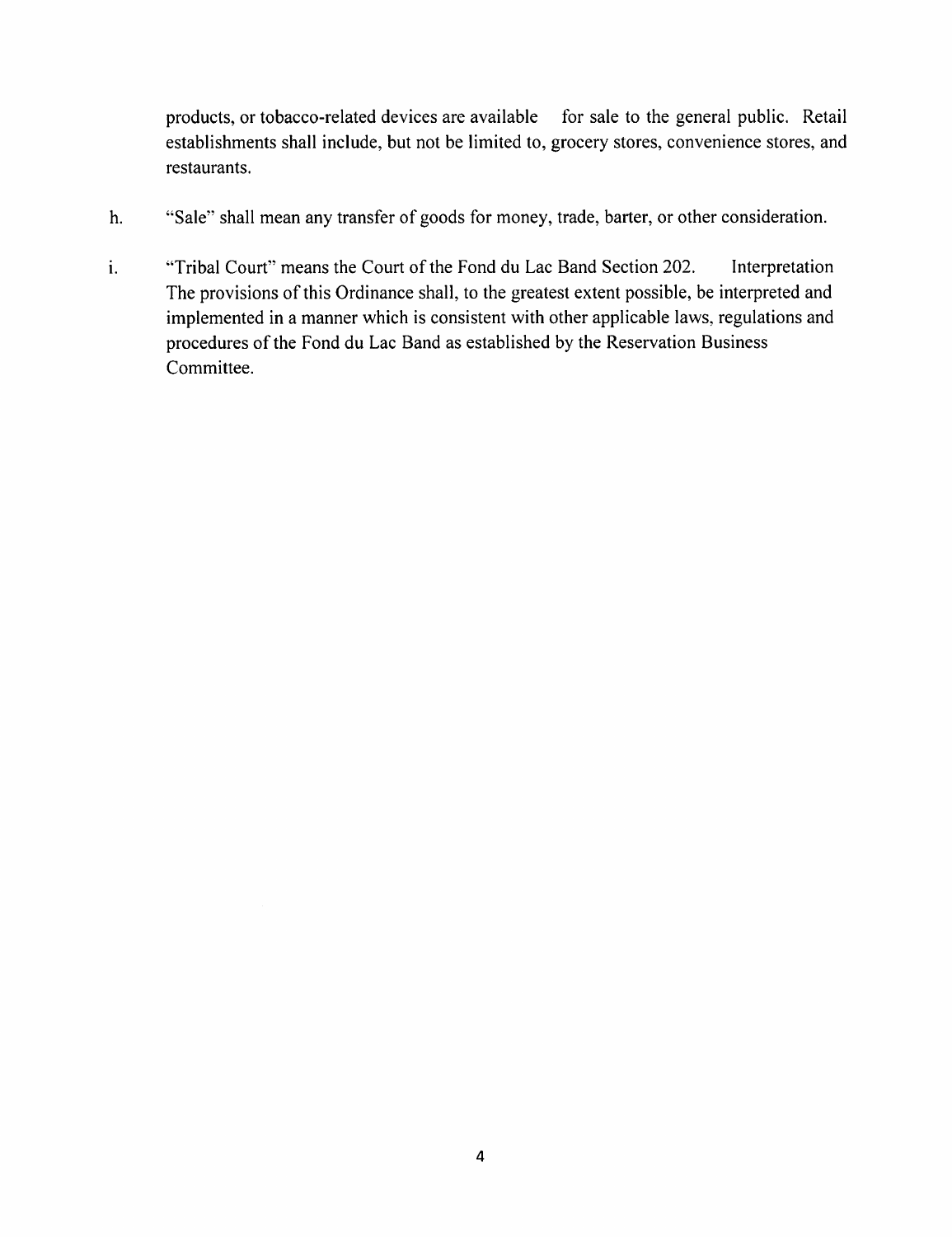products, or tobacco-related devices are available for sale to the general public. Retail establishments shall include, but not be limited to, grocery stores, convenience stores, and restaurants.

h. "Sale" shall mean any transfer of goods for money, trade, barter, or other consideration.

i. "Tribal Court" means the Court of the Fond du Lac Band Section 202. Interpretation The provisions of this Ordinance shall, to the greatest extent possible, be interpreted and implemented in a manner which is consistent with other applicable laws, regulations and procedures of the Fond du Lac Band as established by the Reservation Business Committee.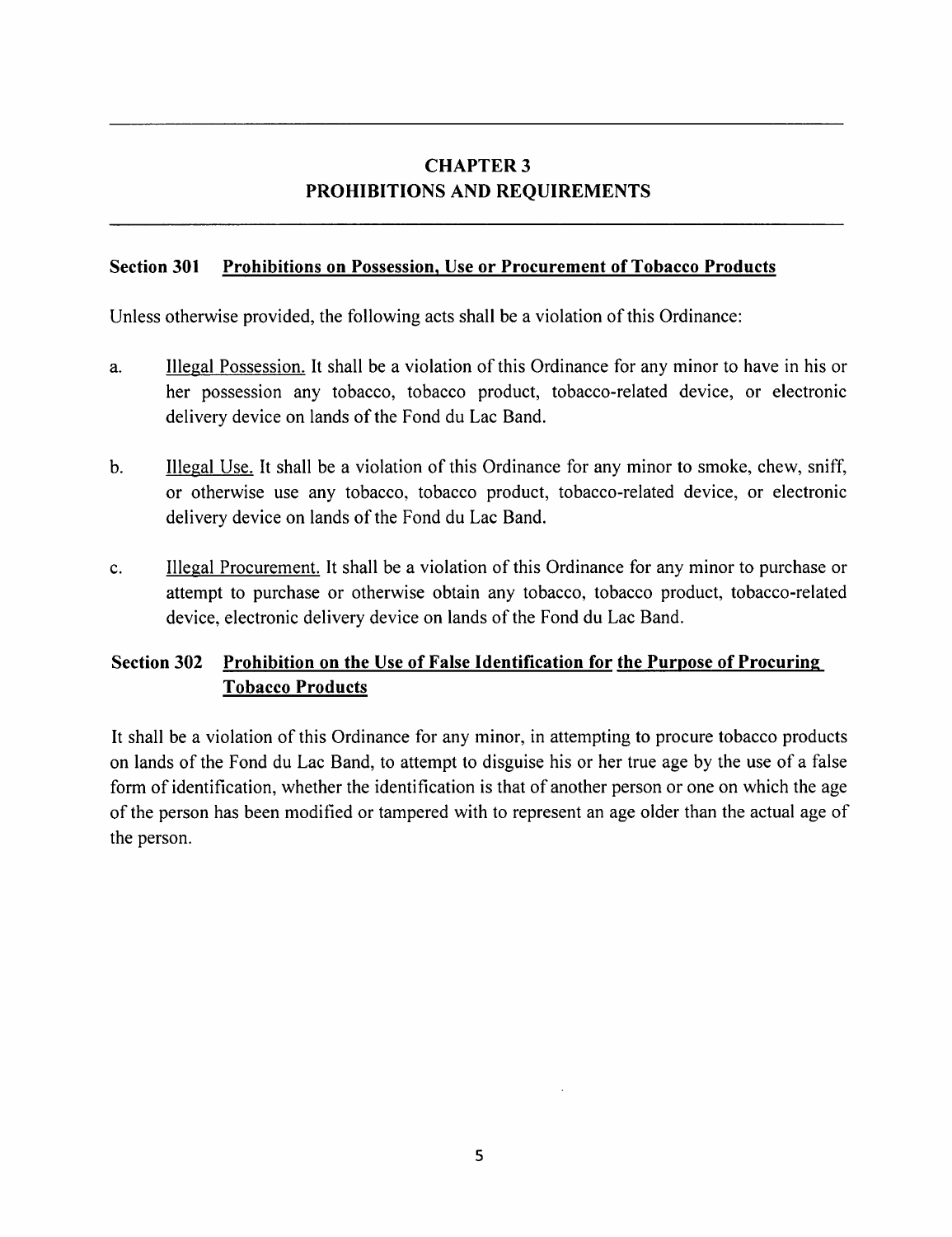# CHAPTER 3
# PROHIBITIONS AND REQUIREMENTS

## Section 301 Prohibitions on Possession, Use or Procurement of Tobacco Products

Unless otherwise provided, the following acts shall be a violation of this Ordinance:

a. Illegal Possession. It shall be a violation of this Ordinance for any minor to have in his or her possession any tobacco, tobacco product, tobacco-related device, or electronic delivery device on lands of the Fond du Lac Band.

b. Illegal Use. It shall be a violation of this Ordinance for any minor to smoke, chew, sniff, or otherwise use any tobacco, tobacco product, tobacco-related device, or electronic delivery device on lands of the Fond du Lac Band.

c. Illegal Procurement. It shall be a violation of this Ordinance for any minor to purchase or attempt to purchase or otherwise obtain any tobacco, tobacco product, tobacco-related device, electronic delivery device on lands of the Fond du Lac Band.

## Section 302 Prohibition on the Use of False Identification for the Purpose of Procuring Tobacco Products

It shall be a violation of this Ordinance for any minor, in attempting to procure tobacco products on lands of the Fond du Lac Band, to attempt to disguise his or her true age by the use of a false form of identification, whether the identification is that of another person or one on which the age of the person has been modified or tampered with to represent an age older than the actual age of the person.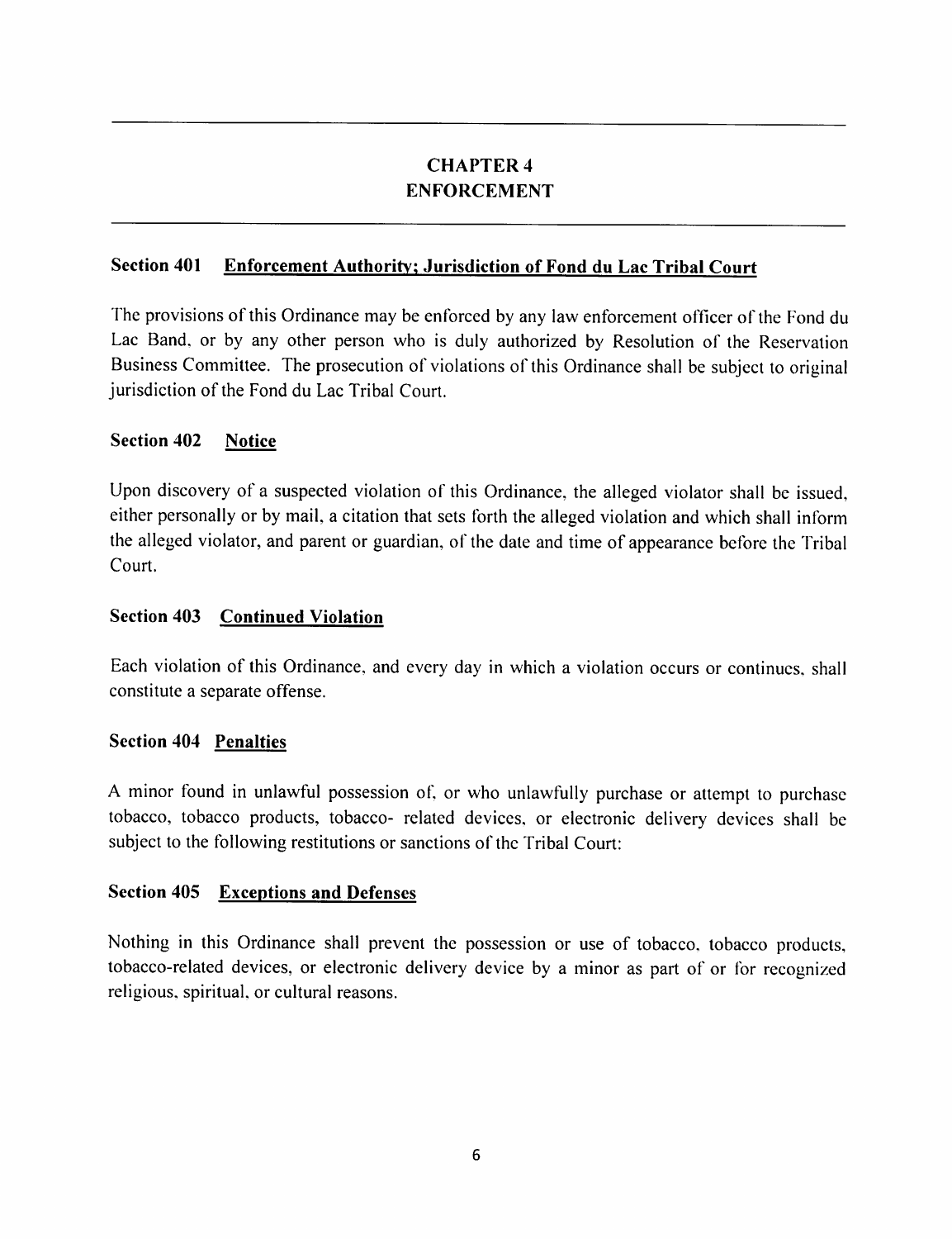# CHAPTER 4
# ENFORCEMENT

### Section 401 Enforcement Authority; Jurisdiction of Fond du Lac Tribal Court

The provisions of this Ordinance may be enforced by any law enforcement officer of the Fond du Lac Band, or by any other person who is duly authorized by Resolution of the Reservation Business Committee. The prosecution of violations of this Ordinance shall be subject to original jurisdiction of the Fond du Lac Tribal Court.

### Section 402 Notice

Upon discovery of a suspected violation of this Ordinance, the alleged violator shall be issued, either personally or by mail, a citation that sets forth the alleged violation and which shall inform the alleged violator, and parent or guardian, of the date and time of appearance before the Tribal Court.

### Section 403 Continued Violation

Each violation of this Ordinance, and every day in which a violation occurs or continues, shall constitute a separate offense.

### Section 404 Penalties

A minor found in unlawful possession of, or who unlawfully purchase or attempt to purchase tobacco, tobacco products, tobacco- related devices, or electronic delivery devices shall be subject to the following restitutions or sanctions of the Tribal Court:

### Section 405 Exceptions and Defenses

Nothing in this Ordinance shall prevent the possession or use of tobacco, tobacco products, tobacco-related devices, or electronic delivery device by a minor as part of or for recognized religious, spiritual, or cultural reasons.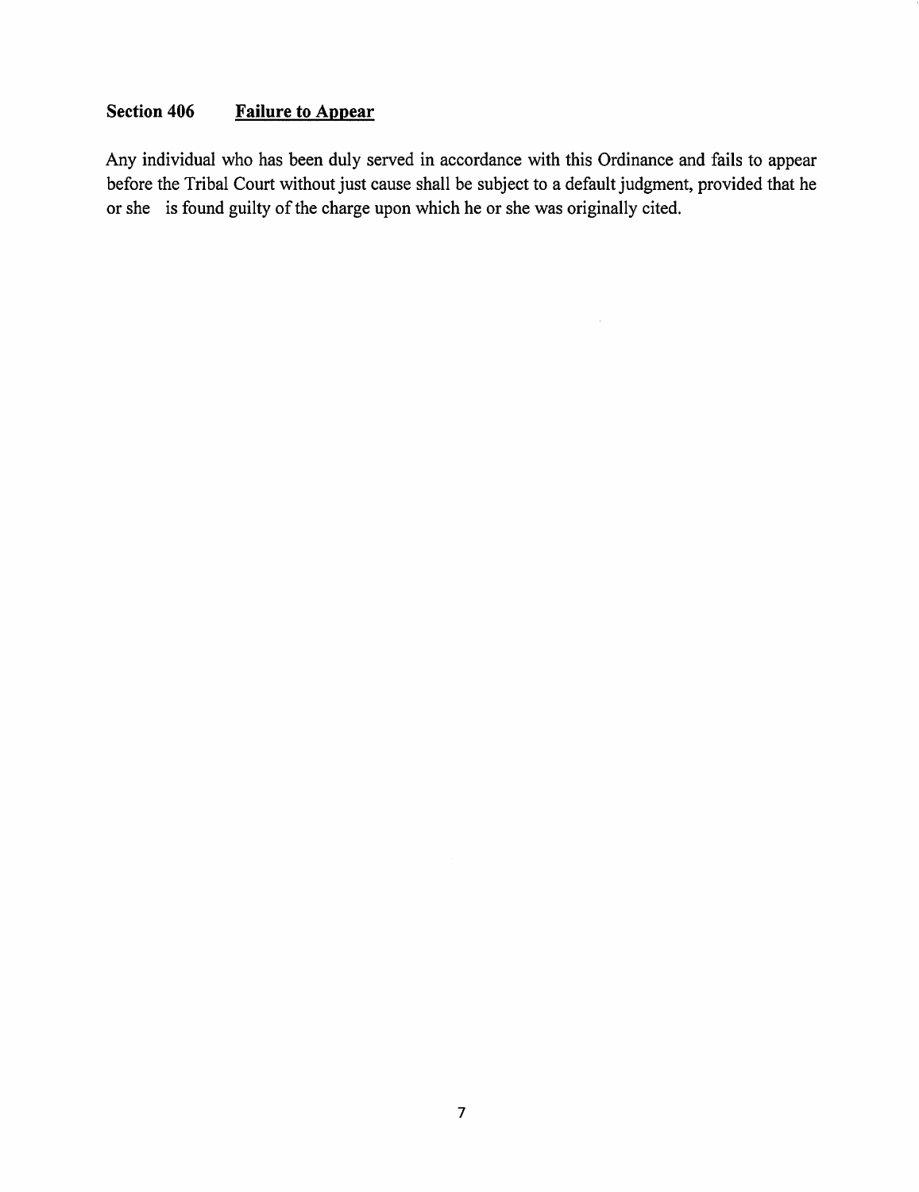## Section 406 Failure to Appear

Any individual who has been duly served in accordance with this Ordinance and fails to appear before the Tribal Court without just cause shall be subject to a default judgment, provided that he or she is found guilty of the charge upon which he or she was originally cited.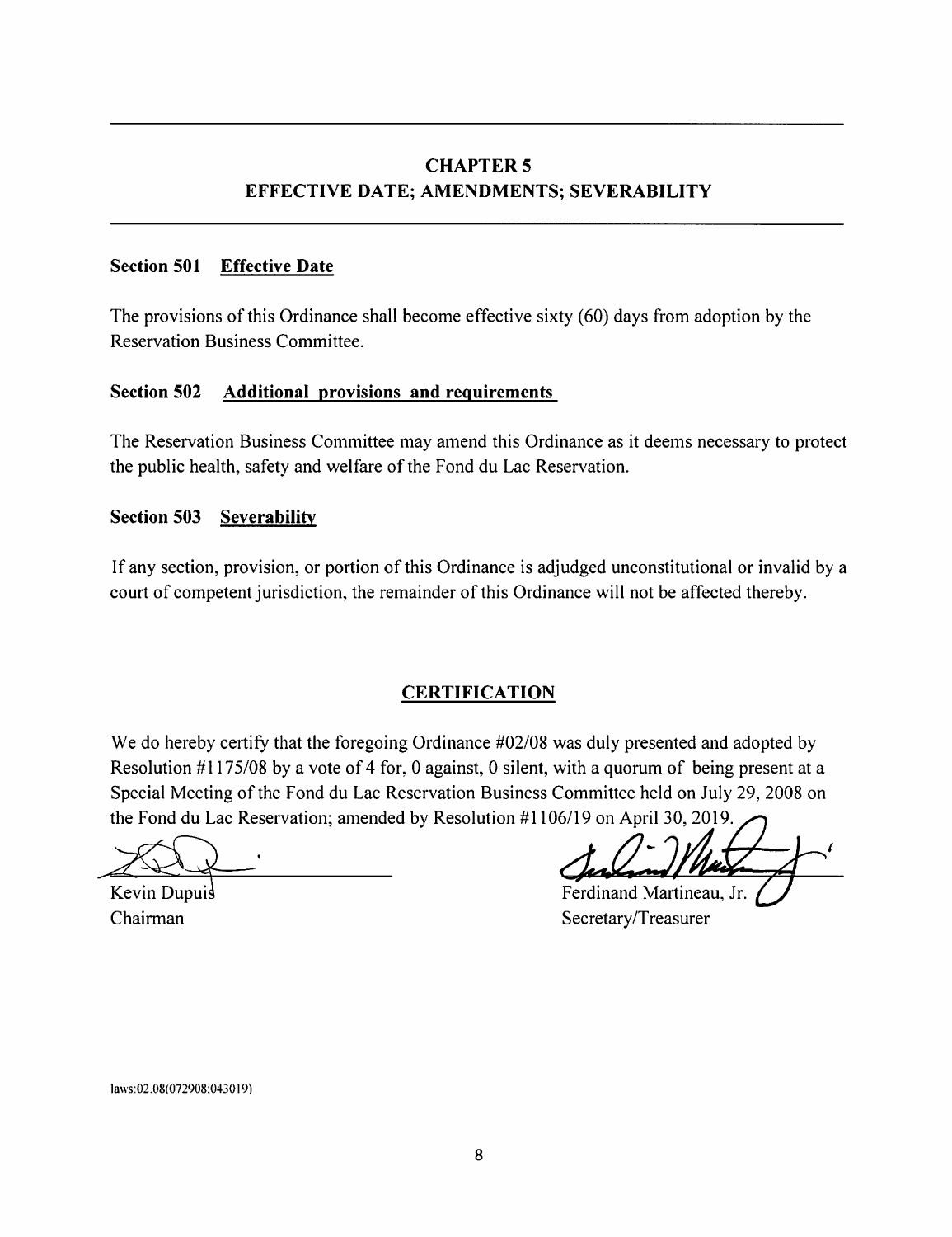## CHAPTER 5
## EFFECTIVE DATE; AMENDMENTS; SEVERABILITY

### Section 501 Effective Date

The provisions of this Ordinance shall become effective sixty (60) days from adoption by the Reservation Business Committee.

### Section 502 Additional provisions and requirements

The Reservation Business Committee may amend this Ordinance as it deems necessary to protect the public health, safety and welfare of the Fond du Lac Reservation.

### Section 503 Severability

If any section, provision, or portion of this Ordinance is adjudged unconstitutional or invalid by a court of competent jurisdiction, the remainder of this Ordinance will not be affected thereby.

## CERTIFICATION

We do hereby certify that the foregoing Ordinance #02/08 was duly presented and adopted by Resolution #1175/08 by a vote of 4 for, 0 against, 0 silent, with a quorum of being present at a Special Meeting of the Fond du Lac Reservation Business Committee held on July 29, 2008 on the Fond du Lac Reservation; amended by Resolution #1106/19 on April 30, 2019.

Kevin Dupuis
Chairman

Ferdinand Martineau, Jr.
Secretary/Treasurer

laws:02.08(072908:043019)